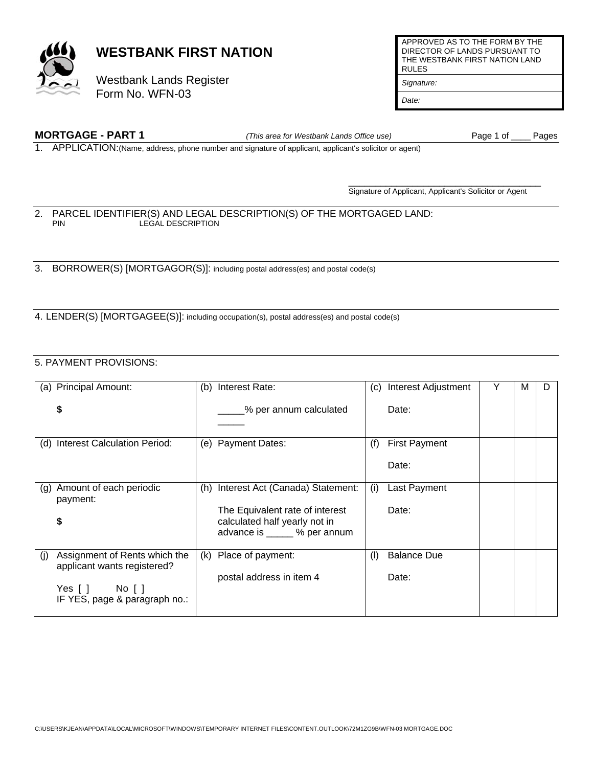# WESTBANK FIRST NATION

Westbank Lands Register
Form No. WFN-03

| APPROVED AS TO THE FORM BY THE DIRECTOR OF LANDS PURSUANT TO THE WESTBANK FIRST NATION LAND RULES |
|---|
| *Signature:* |
| *Date:* |

## MORTGAGE - PART 1

*(This area for Westbank Lands Office use)*

Page 1 of ____ Pages

1. APPLICATION:(Name, address, phone number and signature of applicant, applicant's solicitor or agent)

_________________________________________
Signature of Applicant, Applicant's Solicitor or Agent

2. PARCEL IDENTIFIER(S) AND LEGAL DESCRIPTION(S) OF THE MORTGAGED LAND:
   PIN LEGAL DESCRIPTION

3. BORROWER(S) [MORTGAGOR(S)]: including postal address(es) and postal code(s)

4. LENDER(S) [MORTGAGEE(S)]: including occupation(s), postal address(es) and postal code(s)

5. PAYMENT PROVISIONS:

| | | | Y | M | D |
|---|---|---|---|---|---|
| (a) Principal Amount:<br><br>$ | (b) Interest Rate:<br><br>_____% per annum calculated _____ | (c) Interest Adjustment<br><br>Date: | | | |
| (d) Interest Calculation Period: | (e) Payment Dates: | (f) First Payment<br><br>Date: | | | |
| (g) Amount of each periodic payment:<br><br>$ | (h) Interest Act (Canada) Statement:<br><br>The Equivalent rate of interest calculated half yearly not in advance is _____ % per annum | (i) Last Payment<br><br>Date: | | | |
| (j) Assignment of Rents which the applicant wants registered?<br><br>Yes [ ] No [ ]<br>IF YES, page & paragraph no.: | (k) Place of payment:<br><br>postal address in item 4 | (l) Balance Due<br><br>Date: | | | |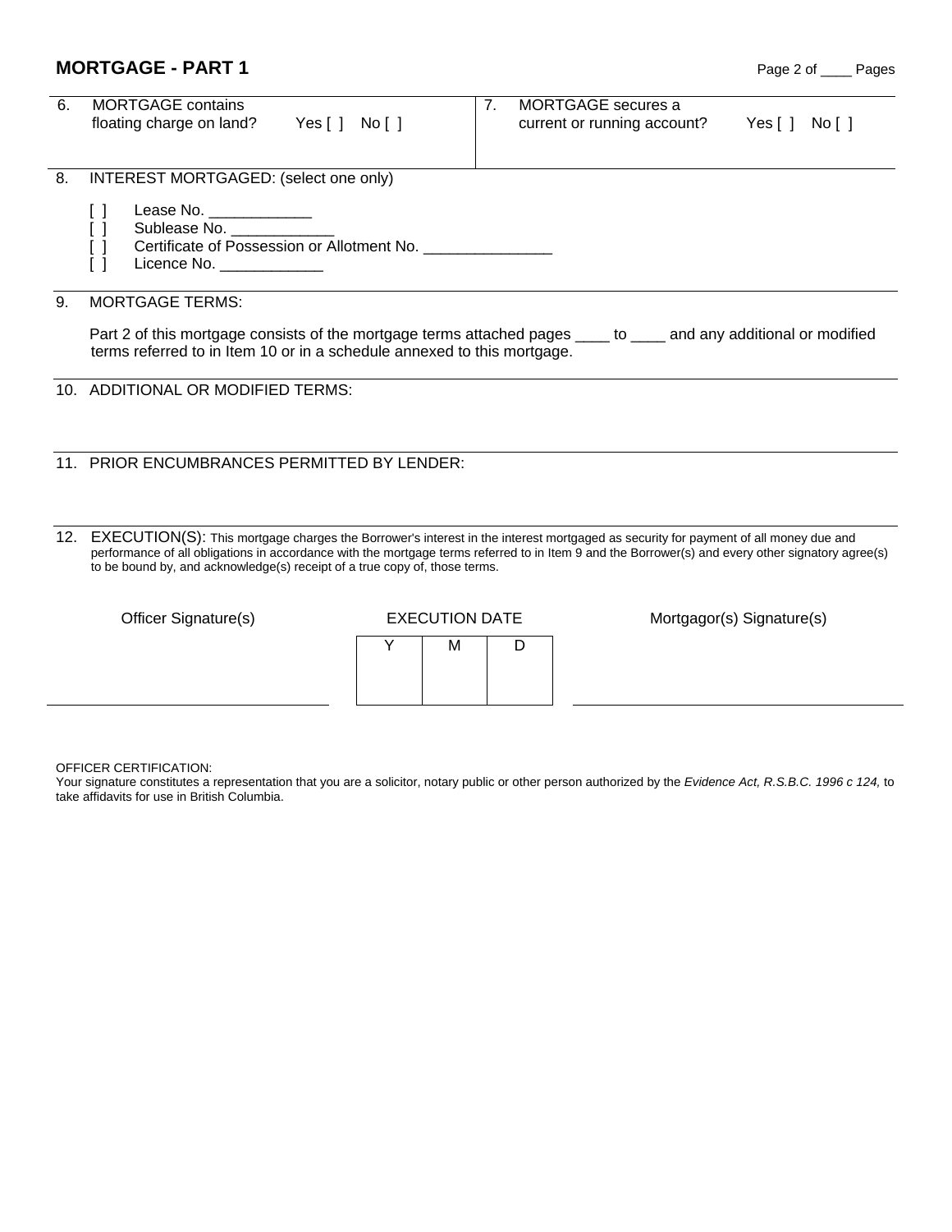## MORTGAGE - PART 1

6. MORTGAGE contains floating charge on land? Yes [ ] No [ ]

7. MORTGAGE secures a current or running account? Yes [ ] No [ ]

8. INTEREST MORTGAGED: (select one only)

   [ ] Lease No. ____________
   [ ] Sublease No. ____________
   [ ] Certificate of Possession or Allotment No. _______________
   [ ] Licence No. ____________

9. MORTGAGE TERMS:

   Part 2 of this mortgage consists of the mortgage terms attached pages ____ to ____ and any additional or modified terms referred to in Item 10 or in a schedule annexed to this mortgage.

10. ADDITIONAL OR MODIFIED TERMS:

11. PRIOR ENCUMBRANCES PERMITTED BY LENDER:

12. EXECUTION(S): This mortgage charges the Borrower's interest in the interest mortgaged as security for payment of all money due and performance of all obligations in accordance with the mortgage terms referred to in Item 9 and the Borrower(s) and every other signatory agree(s) to be bound by, and acknowledge(s) receipt of a true copy of, those terms.

| Officer Signature(s) | EXECUTION DATE | | | Mortgagor(s) Signature(s) |
|---|---|---|---|---|
| | Y | M | D | |
| | | | | |

OFFICER CERTIFICATION:
Your signature constitutes a representation that you are a solicitor, notary public or other person authorized by the *Evidence Act, R.S.B.C. 1996 c 124,* to take affidavits for use in British Columbia.